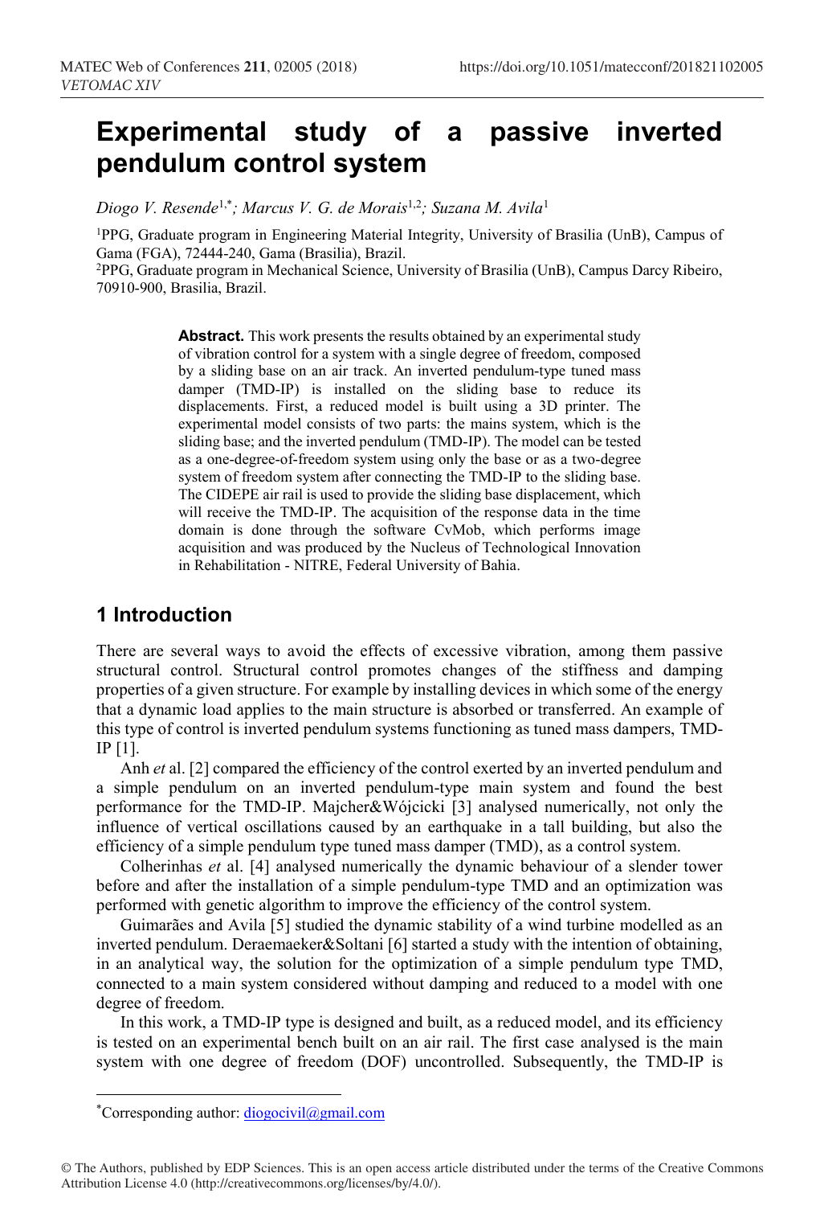# Experimental study of a passive inverted pendulum control system

*Diogo V. Resende*[1,*]*; Marcus V. G. de Morais*[1,2]*; Suzana M. Avila*[1]

[1]PPG, Graduate program in Engineering Material Integrity, University of Brasilia (UnB), Campus of Gama (FGA), 72444-240, Gama (Brasilia), Brazil.
[2]PPG, Graduate program in Mechanical Science, University of Brasilia (UnB), Campus Darcy Ribeiro, 70910-900, Brasilia, Brazil.

> **Abstract.** This work presents the results obtained by an experimental study of vibration control for a system with a single degree of freedom, composed by a sliding base on an air track. An inverted pendulum-type tuned mass damper (TMD-IP) is installed on the sliding base to reduce its displacements. First, a reduced model is built using a 3D printer. The experimental model consists of two parts: the mains system, which is the sliding base; and the inverted pendulum (TMD-IP). The model can be tested as a one-degree-of-freedom system using only the base or as a two-degree system of freedom system after connecting the TMD-IP to the sliding base. The CIDEPE air rail is used to provide the sliding base displacement, which will receive the TMD-IP. The acquisition of the response data in the time domain is done through the software CvMob, which performs image acquisition and was produced by the Nucleus of Technological Innovation in Rehabilitation - NITRE, Federal University of Bahia.

## 1 Introduction

There are several ways to avoid the effects of excessive vibration, among them passive structural control. Structural control promotes changes of the stiffness and damping properties of a given structure. For example by installing devices in which some of the energy that a dynamic load applies to the main structure is absorbed or transferred. An example of this type of control is inverted pendulum systems functioning as tuned mass dampers, TMD-IP [1].

Anh *et* al. [2] compared the efficiency of the control exerted by an inverted pendulum and a simple pendulum on an inverted pendulum-type main system and found the best performance for the TMD-IP. Majcher&Wójcicki [3] analysed numerically, not only the influence of vertical oscillations caused by an earthquake in a tall building, but also the efficiency of a simple pendulum type tuned mass damper (TMD), as a control system.

Colherinhas *et* al. [4] analysed numerically the dynamic behaviour of a slender tower before and after the installation of a simple pendulum-type TMD and an optimization was performed with genetic algorithm to improve the efficiency of the control system.

Guimarães and Avila [5] studied the dynamic stability of a wind turbine modelled as an inverted pendulum. Deraemaeker&Soltani [6] started a study with the intention of obtaining, in an analytical way, the solution for the optimization of a simple pendulum type TMD, connected to a main system considered without damping and reduced to a model with one degree of freedom.

In this work, a TMD-IP type is designed and built, as a reduced model, and its efficiency is tested on an experimental bench built on an air rail. The first case analysed is the main system with one degree of freedom (DOF) uncontrolled. Subsequently, the TMD-IP is

*Corresponding author: diogocivil@gmail.com

© The Authors, published by EDP Sciences. This is an open access article distributed under the terms of the Creative Commons Attribution License 4.0 (http://creativecommons.org/licenses/by/4.0/).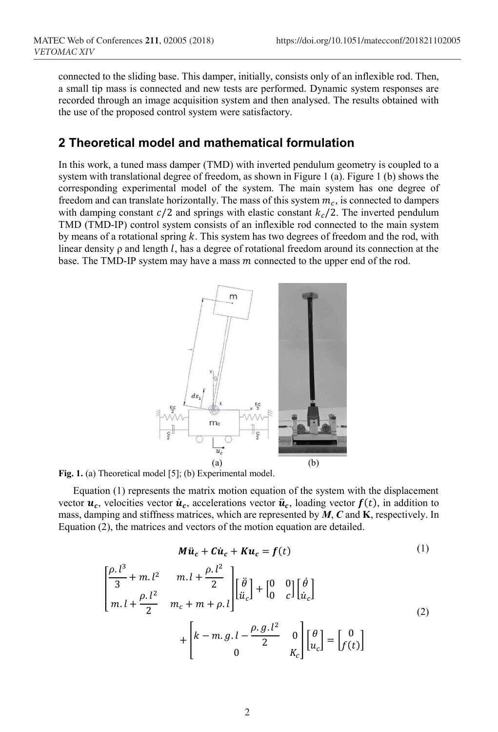connected to the sliding base. This damper, initially, consists only of an inflexible rod. Then, a small tip mass is connected and new tests are performed. Dynamic system responses are recorded through an image acquisition system and then analysed. The results obtained with the use of the proposed control system were satisfactory.

## 2 Theoretical model and mathematical formulation

In this work, a tuned mass damper (TMD) with inverted pendulum geometry is coupled to a system with translational degree of freedom, as shown in Figure 1 (a). Figure 1 (b) shows the corresponding experimental model of the system. The main system has one degree of freedom and can translate horizontally. The mass of this system $m_c$, is connected to dampers with damping constant $c/2$ and springs with elastic constant $k_c/2$. The inverted pendulum TMD (TMD-IP) control system consists of an inflexible rod connected to the main system by means of a rotational spring $k$. This system has two degrees of freedom and the rod, with linear density ρ and length $l$, has a degree of rotational freedom around its connection at the base. The TMD-IP system may have a mass $m$ connected to the upper end of the rod.

(a) (b)

**Fig. 1.** (a) Theoretical model [5]; (b) Experimental model.

Equation (1) represents the matrix motion equation of the system with the displacement vector $\boldsymbol{u_c}$, velocities vector $\dot{\boldsymbol{u}}_c$, accelerations vector $\ddot{\boldsymbol{u}}_c$, loading vector $\boldsymbol{f}(t)$, in addition to mass, damping and stiffness matrices, which are represented by $\boldsymbol{M}$, $\boldsymbol{C}$ and $\mathbf{K}$, respectively. In Equation (2), the matrices and vectors of the motion equation are detailed.

$$\boldsymbol{M}\ddot{\boldsymbol{u}}_c + \boldsymbol{C}\dot{\boldsymbol{u}}_c + \boldsymbol{K}\boldsymbol{u}_c = \boldsymbol{f}(t) \tag{1}$$

$$\begin{bmatrix} \dfrac{\rho.l^3}{3} + m.l^2 & m.l + \dfrac{\rho.l^2}{2} \\ m.l + \dfrac{\rho.l^2}{2} & m_c + m + \rho.l \end{bmatrix} \begin{bmatrix} \ddot{\theta} \\ \ddot{u}_c \end{bmatrix} + \begin{bmatrix} 0 & 0 \\ 0 & c \end{bmatrix} \begin{bmatrix} \dot{\theta} \\ \dot{u}_c \end{bmatrix} + \begin{bmatrix} k - m.g.l - \dfrac{\rho.g.l^2}{2} & 0 \\ 0 & K_c \end{bmatrix} \begin{bmatrix} \theta \\ u_c \end{bmatrix} = \begin{bmatrix} 0 \\ f(t) \end{bmatrix} \tag{2}$$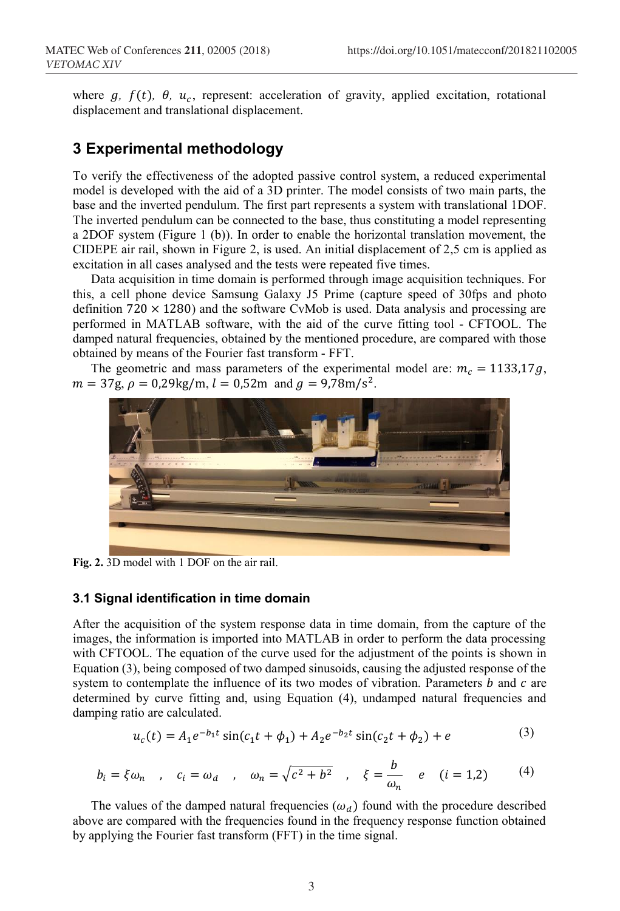where $g$, $f(t)$, $\theta$, $u_c$, represent: acceleration of gravity, applied excitation, rotational displacement and translational displacement.

## 3 Experimental methodology

To verify the effectiveness of the adopted passive control system, a reduced experimental model is developed with the aid of a 3D printer. The model consists of two main parts, the base and the inverted pendulum. The first part represents a system with translational 1DOF. The inverted pendulum can be connected to the base, thus constituting a model representing a 2DOF system (Figure 1 (b)). In order to enable the horizontal translation movement, the CIDEPE air rail, shown in Figure 2, is used. An initial displacement of 2,5 cm is applied as excitation in all cases analysed and the tests were repeated five times.

Data acquisition in time domain is performed through image acquisition techniques. For this, a cell phone device Samsung Galaxy J5 Prime (capture speed of 30fps and photo definition $720 \times 1280$) and the software CvMob is used. Data analysis and processing are performed in MATLAB software, with the aid of the curve fitting tool - CFTOOL. The damped natural frequencies, obtained by the mentioned procedure, are compared with those obtained by means of the Fourier fast transform - FFT.

The geometric and mass parameters of the experimental model are: $m_c = 1133{,}17g$, $m = 37\text{g}$, $\rho = 0{,}29\text{kg/m}$, $l = 0{,}52\text{m}$ and $g = 9{,}78\text{m/s}^2$.

**Fig. 2.** 3D model with 1 DOF on the air rail.

### 3.1 Signal identification in time domain

After the acquisition of the system response data in time domain, from the capture of the images, the information is imported into MATLAB in order to perform the data processing with CFTOOL. The equation of the curve used for the adjustment of the points is shown in Equation (3), being composed of two damped sinusoids, causing the adjusted response of the system to contemplate the influence of its two modes of vibration. Parameters $b$ and $c$ are determined by curve fitting and, using Equation (4), undamped natural frequencies and damping ratio are calculated.

$$u_c(t) = A_1 e^{-b_1 t} \sin(c_1 t + \phi_1) + A_2 e^{-b_2 t} \sin(c_2 t + \phi_2) + e \tag{3}$$

$$b_i = \xi \omega_n \quad , \quad c_i = \omega_d \quad , \quad \omega_n = \sqrt{c^2 + b^2} \quad , \quad \xi = \frac{b}{\omega_n} \quad e \quad (i = 1{,}2) \tag{4}$$

The values of the damped natural frequencies ($\omega_d$) found with the procedure described above are compared with the frequencies found in the frequency response function obtained by applying the Fourier fast transform (FFT) in the time signal.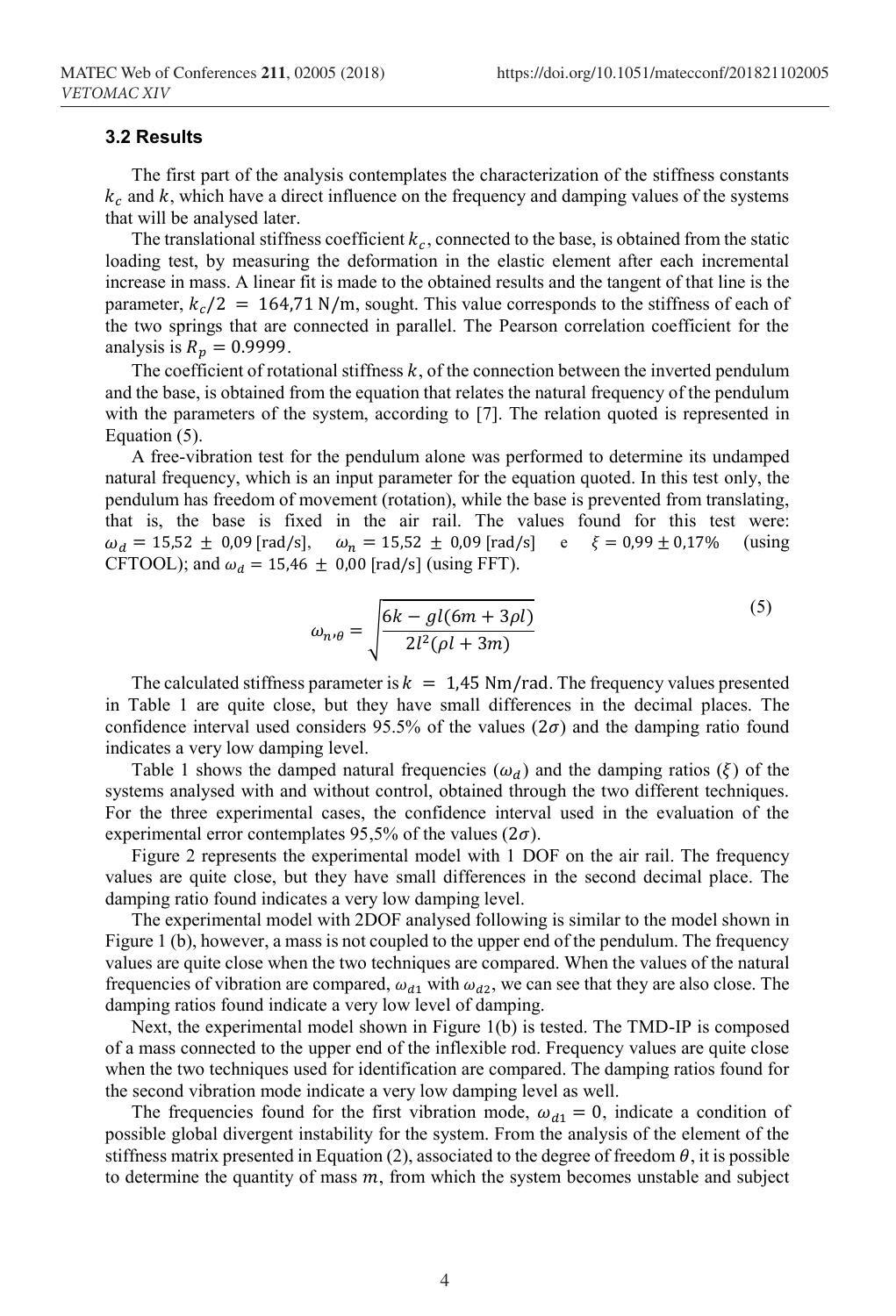### 3.2 Results

The first part of the analysis contemplates the characterization of the stiffness constants $k_c$ and $k$, which have a direct influence on the frequency and damping values of the systems that will be analysed later.

The translational stiffness coefficient $k_c$, connected to the base, is obtained from the static loading test, by measuring the deformation in the elastic element after each incremental increase in mass. A linear fit is made to the obtained results and the tangent of that line is the parameter, $k_c/2 = 164{,}71\ \mathrm{N/m}$, sought. This value corresponds to the stiffness of each of the two springs that are connected in parallel. The Pearson correlation coefficient for the analysis is $R_p = 0.9999$.

The coefficient of rotational stiffness $k$, of the connection between the inverted pendulum and the base, is obtained from the equation that relates the natural frequency of the pendulum with the parameters of the system, according to [7]. The relation quoted is represented in Equation (5).

A free-vibration test for the pendulum alone was performed to determine its undamped natural frequency, which is an input parameter for the equation quoted. In this test only, the pendulum has freedom of movement (rotation), while the base is prevented from translating, that is, the base is fixed in the air rail. The values found for this test were: $\omega_d = 15{,}52 \pm 0{,}09\ [\mathrm{rad/s}]$, $\omega_n = 15{,}52 \pm 0{,}09\ [\mathrm{rad/s}]$ e $\xi = 0{,}99 \pm 0{,}17\%$ (using CFTOOL); and $\omega_d = 15{,}46 \pm 0{,}00\ [\mathrm{rad/s}]$ (using FFT).

$$\omega_{n,\theta} = \sqrt{\frac{6k - gl(6m + 3\rho l)}{2l^2(\rho l + 3m)}} \tag{5}$$

The calculated stiffness parameter is $k = 1{,}45\ \mathrm{Nm/rad}$. The frequency values presented in Table 1 are quite close, but they have small differences in the decimal places. The confidence interval used considers 95.5% of the values ($2\sigma$) and the damping ratio found indicates a very low damping level.

Table 1 shows the damped natural frequencies ($\omega_d$) and the damping ratios ($\xi$) of the systems analysed with and without control, obtained through the two different techniques. For the three experimental cases, the confidence interval used in the evaluation of the experimental error contemplates 95,5% of the values ($2\sigma$).

Figure 2 represents the experimental model with 1 DOF on the air rail. The frequency values are quite close, but they have small differences in the second decimal place. The damping ratio found indicates a very low damping level.

The experimental model with 2DOF analysed following is similar to the model shown in Figure 1 (b), however, a mass is not coupled to the upper end of the pendulum. The frequency values are quite close when the two techniques are compared. When the values of the natural frequencies of vibration are compared, $\omega_{d1}$ with $\omega_{d2}$, we can see that they are also close. The damping ratios found indicate a very low level of damping.

Next, the experimental model shown in Figure 1(b) is tested. The TMD-IP is composed of a mass connected to the upper end of the inflexible rod. Frequency values are quite close when the two techniques used for identification are compared. The damping ratios found for the second vibration mode indicate a very low damping level as well.

The frequencies found for the first vibration mode, $\omega_{d1} = 0$, indicate a condition of possible global divergent instability for the system. From the analysis of the element of the stiffness matrix presented in Equation (2), associated to the degree of freedom $\theta$, it is possible to determine the quantity of mass $m$, from which the system becomes unstable and subject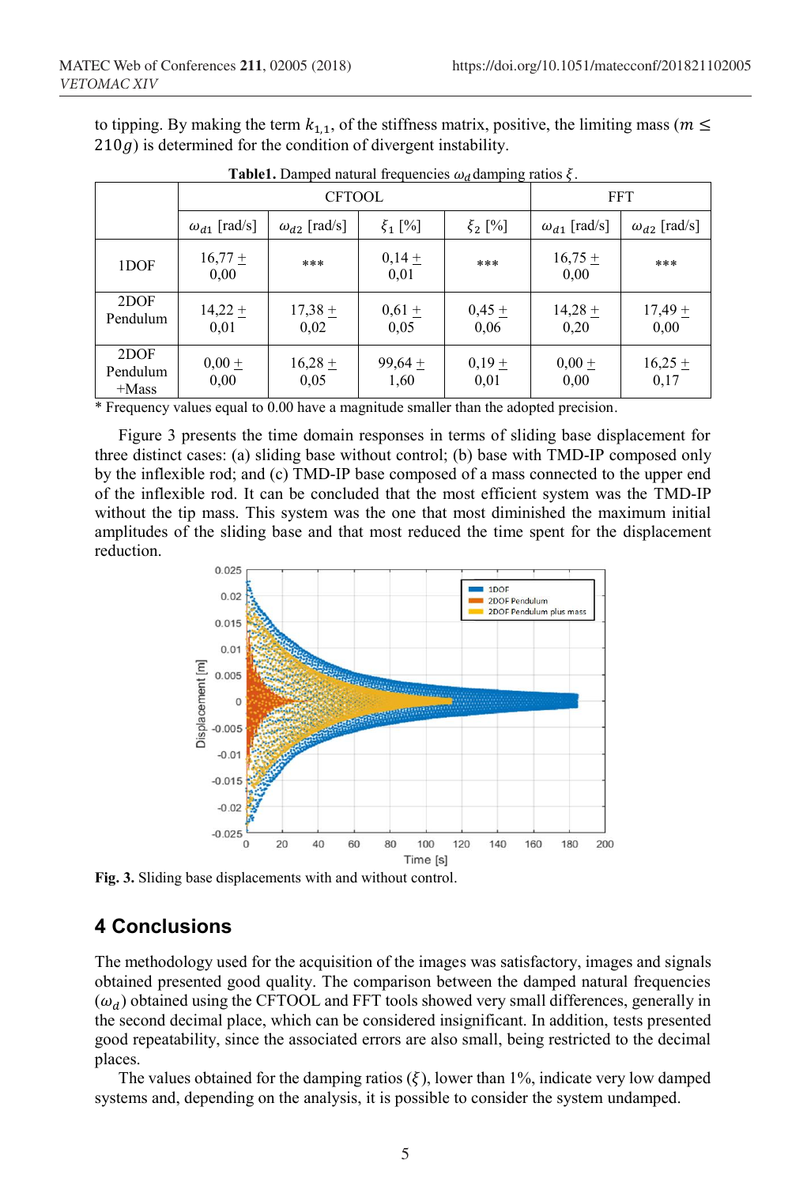to tipping. By making the term $k_{1,1}$, of the stiffness matrix, positive, the limiting mass ($m \leq 210g$) is determined for the condition of divergent instability.

**Table1.** Damped natural frequencies $\omega_d$ damping ratios $\xi$.

| | CFTOOL | | | | FFT | |
|---|---|---|---|---|---|---|
| | $\omega_{d1}$ [rad/s] | $\omega_{d2}$ [rad/s] | $\xi_1$ [%] | $\xi_2$ [%] | $\omega_{d1}$ [rad/s] | $\omega_{d2}$ [rad/s] |
| 1DOF | 16,77 ± 0,00 | *** | 0,14 ± 0,01 | *** | 16,75 ± 0,00 | *** |
| 2DOF Pendulum | 14,22 ± 0,01 | 17,38 ± 0,02 | 0,61 ± 0,05 | 0,45 ± 0,06 | 14,28 ± 0,20 | 17,49 ± 0,00 |
| 2DOF Pendulum +Mass | 0,00 ± 0,00 | 16,28 ± 0,05 | 99,64 ± 1,60 | 0,19 ± 0,01 | 0,00 ± 0,00 | 16,25 ± 0,17 |

* Frequency values equal to 0.00 have a magnitude smaller than the adopted precision.

Figure 3 presents the time domain responses in terms of sliding base displacement for three distinct cases: (a) sliding base without control; (b) base with TMD-IP composed only by the inflexible rod; and (c) TMD-IP base composed of a mass connected to the upper end of the inflexible rod. It can be concluded that the most efficient system was the TMD-IP without the tip mass. This system was the one that most diminished the maximum initial amplitudes of the sliding base and that most reduced the time spent for the displacement reduction.

**Fig. 3.** Sliding base displacements with and without control.

## 4 Conclusions

The methodology used for the acquisition of the images was satisfactory, images and signals obtained presented good quality. The comparison between the damped natural frequencies ($\omega_d$) obtained using the CFTOOL and FFT tools showed very small differences, generally in the second decimal place, which can be considered insignificant. In addition, tests presented good repeatability, since the associated errors are also small, being restricted to the decimal places.

The values obtained for the damping ratios ($\xi$), lower than 1%, indicate very low damped systems and, depending on the analysis, it is possible to consider the system undamped.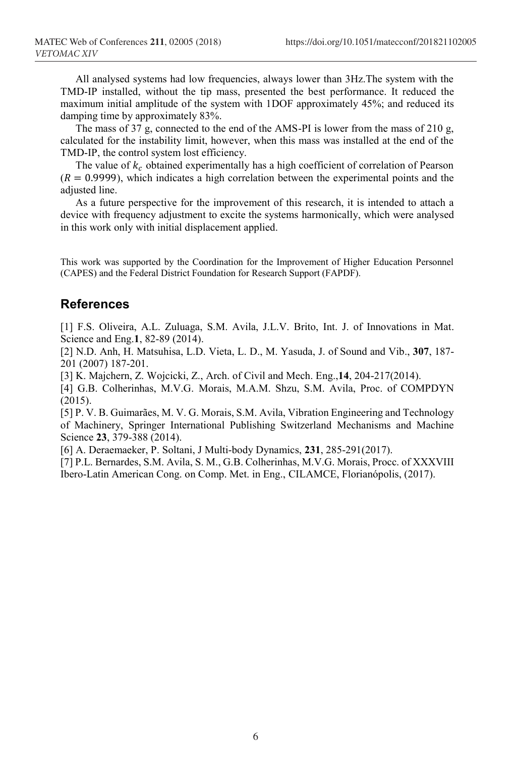All analysed systems had low frequencies, always lower than 3Hz.The system with the TMD-IP installed, without the tip mass, presented the best performance. It reduced the maximum initial amplitude of the system with 1DOF approximately 45%; and reduced its damping time by approximately 83%.

The mass of 37 g, connected to the end of the AMS-PI is lower from the mass of 210 g, calculated for the instability limit, however, when this mass was installed at the end of the TMD-IP, the control system lost efficiency.

The value of $k_c$ obtained experimentally has a high coefficient of correlation of Pearson ($R = 0.9999$), which indicates a high correlation between the experimental points and the adjusted line.

As a future perspective for the improvement of this research, it is intended to attach a device with frequency adjustment to excite the systems harmonically, which were analysed in this work only with initial displacement applied.

This work was supported by the Coordination for the Improvement of Higher Education Personnel (CAPES) and the Federal District Foundation for Research Support (FAPDF).

## References

[1] F.S. Oliveira, A.L. Zuluaga, S.M. Avila, J.L.V. Brito, Int. J. of Innovations in Mat. Science and Eng.**1**, 82-89 (2014).

[2] N.D. Anh, H. Matsuhisa, L.D. Vieta, L. D., M. Yasuda, J. of Sound and Vib., **307**, 187-201 (2007) 187-201.

[3] K. Majchern, Z. Wojcicki, Z., Arch. of Civil and Mech. Eng.,**14**, 204-217(2014).

[4] G.B. Colherinhas, M.V.G. Morais, M.A.M. Shzu, S.M. Avila, Proc. of COMPDYN (2015).

[5] P. V. B. Guimarães, M. V. G. Morais, S.M. Avila, Vibration Engineering and Technology of Machinery, Springer International Publishing Switzerland Mechanisms and Machine Science **23**, 379-388 (2014).

[6] A. Deraemaeker, P. Soltani, J Multi-body Dynamics, **231**, 285-291(2017).

[7] P.L. Bernardes, S.M. Avila, S. M., G.B. Colherinhas, M.V.G. Morais, Procc. of XXXVIII Ibero-Latin American Cong. on Comp. Met. in Eng., CILAMCE, Florianópolis, (2017).